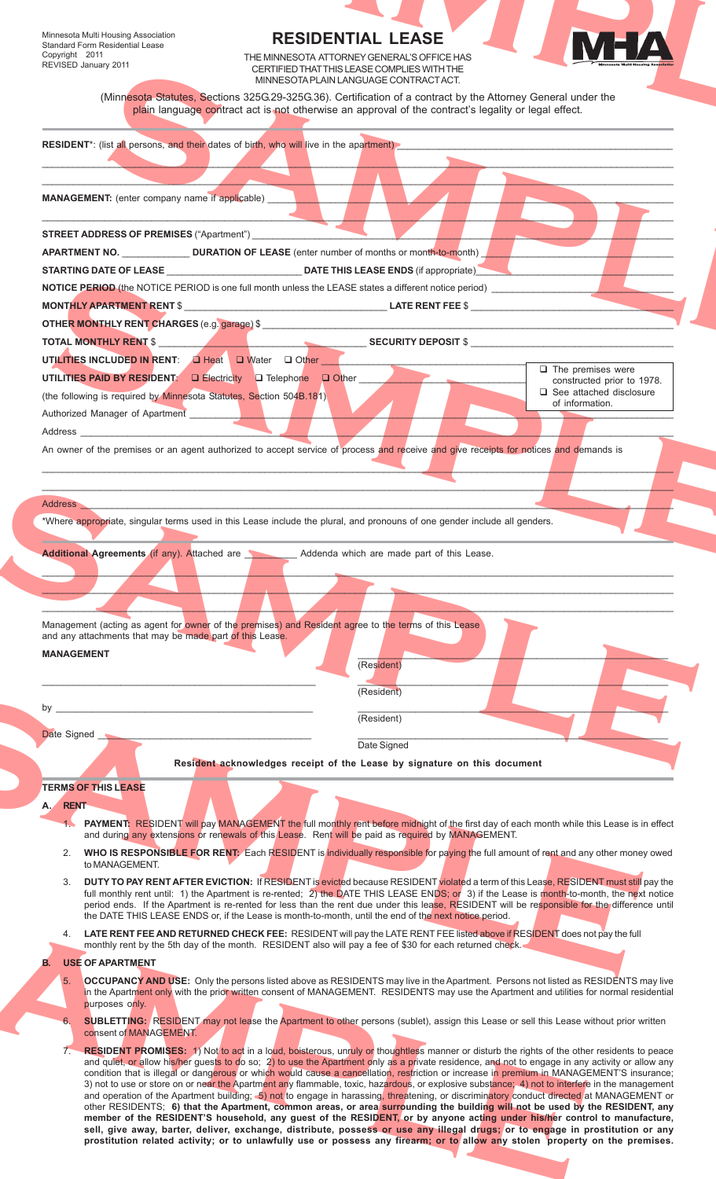Minnesota Multi Housing Association
Standard Form Residential Lease
Copyright 2011
REVISED January 2011

# RESIDENTIAL LEASE

THE MINNESOTA ATTORNEY GENERAL'S OFFICE HAS CERTIFIED THAT THIS LEASE COMPLIES WITH THE MINNESOTA PLAIN LANGUAGE CONTRACT ACT.

(Minnesota Statutes, Sections 325G.29-325G.36). Certification of a contract by the Attorney General under the plain language contract act is not otherwise an approval of the contract's legality or legal effect.

**RESIDENT***: (list all persons, and their dates of birth, who will live in the apartment) ____________________

____________________

____________________

**MANAGEMENT:** (enter company name if applicable) ____________________

____________________

**STREET ADDRESS OF PREMISES** ("Apartment") ____________________

**APARTMENT NO.** ____________ **DURATION OF LEASE** (enter number of months or month-to-month) ____________________

**STARTING DATE OF LEASE** ____________ **DATE THIS LEASE ENDS** (if appropriate) ____________________

**NOTICE PERIOD** (the NOTICE PERIOD is one full month unless the LEASE states a different notice period) ____________________

**MONTHLY APARTMENT RENT** $ ____________ **LATE RENT FEE** $ ____________

**OTHER MONTHLY RENT CHARGES** (e.g. garage) $ ____________________

**TOTAL MONTHLY RENT** $ ____________ **SECURITY DEPOSIT** $ ____________

**UTILITIES INCLUDED IN RENT**: ❑ Heat ❑ Water ❑ Other ____________

**UTILITIES PAID BY RESIDENT**: ❑ Electricity ❑ Telephone ❑ Other ____________

❑ The premises were constructed prior to 1978.
❑ See attached disclosure of information.

(the following is required by Minnesota Statutes, Section 504B.181)

Authorized Manager of Apartment ____________________

Address ____________________

An owner of the premises or an agent authorized to accept service of process and receive and give receipts for notices and demands is

____________________

____________________

Address ____________________

*Where appropriate, singular terms used in this Lease include the plural, and pronouns of one gender include all genders.

**Additional Agreements** (if any). Attached are ________ Addenda which are made part of this Lease.

____________________

____________________

____________________

Management (acting as agent for owner of the premises) and Resident agree to the terms of this Lease and any attachments that may be made part of this Lease.

**MANAGEMENT**

____________________ (Resident)

____________________ (Resident)

by ____________________ (Resident)

Date Signed ____________________ Date Signed ____________________

**Resident acknowledges receipt of the Lease by signature on this document**

## TERMS OF THIS LEASE

### A. RENT

1. **PAYMENT:** RESIDENT will pay MANAGEMENT the full monthly rent before midnight of the first day of each month while this Lease is in effect and during any extensions or renewals of this Lease. Rent will be paid as required by MANAGEMENT.
2. **WHO IS RESPONSIBLE FOR RENT:** Each RESIDENT is individually responsible for paying the full amount of rent and any other money owed to MANAGEMENT.
3. **DUTY TO PAY RENT AFTER EVICTION:** If RESIDENT is evicted because RESIDENT violated a term of this Lease, RESIDENT must still pay the full monthly rent until: 1) the Apartment is re-rented; 2) the DATE THIS LEASE ENDS; or 3) if the Lease is month-to-month, the next notice period ends. If the Apartment is re-rented for less than the rent due under this lease, RESIDENT will be responsible for the difference until the DATE THIS LEASE ENDS or, if the Lease is month-to-month, until the end of the next notice period.
4. **LATE RENT FEE AND RETURNED CHECK FEE:** RESIDENT will pay the LATE RENT FEE listed above if RESIDENT does not pay the full monthly rent by the 5th day of the month. RESIDENT also will pay a fee of $30 for each returned check.

### B. USE OF APARTMENT

5. **OCCUPANCY AND USE:** Only the persons listed above as RESIDENTS may live in the Apartment. Persons not listed as RESIDENTS may live in the Apartment only with the prior written consent of MANAGEMENT. RESIDENTS may use the Apartment and utilities for normal residential purposes only.
6. **SUBLETTING:** RESIDENT may not lease the Apartment to other persons (sublet), assign this Lease or sell this Lease without prior written consent of MANAGEMENT.
7. **RESIDENT PROMISES:** 1) Not to act in a loud, boisterous, unruly or thoughtless manner or disturb the rights of the other residents to peace and quiet, or allow his/her guests to do so; 2) to use the Apartment only as a private residence, and not to engage in any activity or allow any condition that is illegal or dangerous or which would cause a cancellation, restriction or increase in premium in MANAGEMENT'S insurance; 3) not to use or store on or near the Apartment any flammable, toxic, hazardous, or explosive substance; 4) not to interfere in the management and operation of the Apartment building; 5) not to engage in harassing, threatening, or discriminatory conduct directed at MANAGEMENT or other RESIDENTS; **6) that the Apartment, common areas, or area surrounding the building will not be used by the RESIDENT, any member of the RESIDENT'S household, any guest of the RESIDENT, or by anyone acting under his/her control to manufacture, sell, give away, barter, deliver, exchange, distribute, possess or use any illegal drugs; or to engage in prostitution or any prostitution related activity; or to unlawfully use or possess any firearm; or to allow any stolen property on the premises.**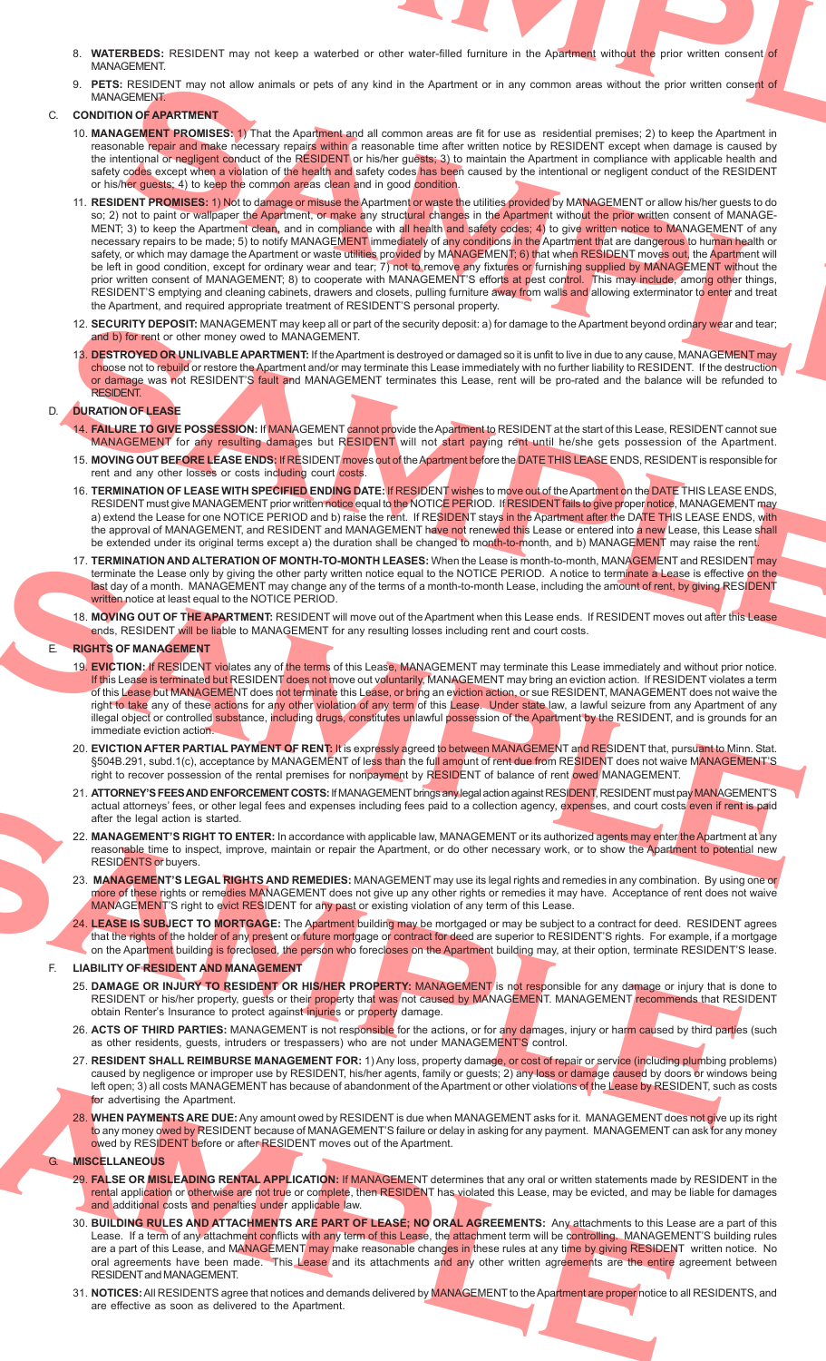8. **WATERBEDS:** RESIDENT may not keep a waterbed or other water-filled furniture in the Apartment without the prior written consent of MANAGEMENT.

9. **PETS:** RESIDENT may not allow animals or pets of any kind in the Apartment or in any common areas without the prior written consent of MANAGEMENT.

## C. CONDITION OF APARTMENT

10. **MANAGEMENT PROMISES:** 1) That the Apartment and all common areas are fit for use as residential premises; 2) to keep the Apartment in reasonable repair and make necessary repairs within a reasonable time after written notice by RESIDENT except when damage is caused by the intentional or negligent conduct of the RESIDENT or his/her guests; 3) to maintain the Apartment in compliance with applicable health and safety codes except when a violation of the health and safety codes has been caused by the intentional or negligent conduct of the RESIDENT or his/her guests; 4) to keep the common areas clean and in good condition.

11. **RESIDENT PROMISES:** 1) Not to damage or misuse the Apartment or waste the utilities provided by MANAGEMENT or allow his/her guests to do so; 2) not to paint or wallpaper the Apartment, or make any structural changes in the Apartment without the prior written consent of MANAGEMENT; 3) to keep the Apartment clean, and in compliance with all health and safety codes; 4) to give written notice to MANAGEMENT of any necessary repairs to be made; 5) to notify MANAGEMENT immediately of any conditions in the Apartment that are dangerous to human health or safety, or which may damage the Apartment or waste utilities provided by MANAGEMENT; 6) that when RESIDENT moves out, the Apartment will be left in good condition, except for ordinary wear and tear; 7) not to remove any fixtures or furnishing supplied by MANAGEMENT without the prior written consent of MANAGEMENT; 8) to cooperate with MANAGEMENT'S efforts at pest control. This may include, among other things, RESIDENT'S emptying and cleaning cabinets, drawers and closets, pulling furniture away from walls and allowing exterminator to enter and treat the Apartment, and required appropriate treatment of RESIDENT'S personal property.

12. **SECURITY DEPOSIT:** MANAGEMENT may keep all or part of the security deposit: a) for damage to the Apartment beyond ordinary wear and tear; and b) for rent or other money owed to MANAGEMENT.

13. **DESTROYED OR UNLIVABLE APARTMENT:** If the Apartment is destroyed or damaged so it is unfit to live in due to any cause, MANAGEMENT may choose not to rebuild or restore the Apartment and/or may terminate this Lease immediately with no further liability to RESIDENT. If the destruction or damage was not RESIDENT'S fault and MANAGEMENT terminates this Lease, rent will be pro-rated and the balance will be refunded to RESIDENT.

## D. DURATION OF LEASE

14. **FAILURE TO GIVE POSSESSION:** If MANAGEMENT cannot provide the Apartment to RESIDENT at the start of this Lease, RESIDENT cannot sue MANAGEMENT for any resulting damages but RESIDENT will not start paying rent until he/she gets possession of the Apartment.

15. **MOVING OUT BEFORE LEASE ENDS:** If RESIDENT moves out of the Apartment before the DATE THIS LEASE ENDS, RESIDENT is responsible for rent and any other losses or costs including court costs.

16. **TERMINATION OF LEASE WITH SPECIFIED ENDING DATE:** If RESIDENT wishes to move out of the Apartment on the DATE THIS LEASE ENDS, RESIDENT must give MANAGEMENT prior written notice equal to the NOTICE PERIOD. If RESIDENT fails to give proper notice, MANAGEMENT may a) extend the Lease for one NOTICE PERIOD and b) raise the rent. If RESIDENT stays in the Apartment after the DATE THIS LEASE ENDS, with the approval of MANAGEMENT, and RESIDENT and MANAGEMENT have not renewed this Lease or entered into a new Lease, this Lease shall be extended under its original terms except a) the duration shall be changed to month-to-month, and b) MANAGEMENT may raise the rent.

17. **TERMINATION AND ALTERATION OF MONTH-TO-MONTH LEASES:** When the Lease is month-to-month, MANAGEMENT and RESIDENT may terminate the Lease only by giving the other party written notice equal to the NOTICE PERIOD. A notice to terminate a Lease is effective on the last day of a month. MANAGEMENT may change any of the terms of a month-to-month Lease, including the amount of rent, by giving RESIDENT written notice at least equal to the NOTICE PERIOD.

18. **MOVING OUT OF THE APARTMENT:** RESIDENT will move out of the Apartment when this Lease ends. If RESIDENT moves out after this Lease ends, RESIDENT will be liable to MANAGEMENT for any resulting losses including rent and court costs.

## E. RIGHTS OF MANAGEMENT

19. **EVICTION:** If RESIDENT violates any of the terms of this Lease, MANAGEMENT may terminate this Lease immediately and without prior notice. If this Lease is terminated but RESIDENT does not move out voluntarily, MANAGEMENT may bring an eviction action. If RESIDENT violates a term of this Lease but MANAGEMENT does not terminate this Lease, or bring an eviction action, or sue RESIDENT, MANAGEMENT does not waive the right to take any of these actions for any other violation of any term of this Lease. Under state law, a lawful seizure from any Apartment of any illegal object or controlled substance, including drugs, constitutes unlawful possession of the Apartment by the RESIDENT, and is grounds for an immediate eviction action.

20. **EVICTION AFTER PARTIAL PAYMENT OF RENT:** It is expressly agreed to between MANAGEMENT and RESIDENT that, pursuant to Minn. Stat. §504B.291, subd.1(c), acceptance by MANAGEMENT of less than the full amount of rent due from RESIDENT does not waive MANAGEMENT'S right to recover possession of the rental premises for nonpayment by RESIDENT of balance of rent owed MANAGEMENT.

21. **ATTORNEY'S FEES AND ENFORCEMENT COSTS:** If MANAGEMENT brings any legal action against RESIDENT, RESIDENT must pay MANAGEMENT'S actual attorneys' fees, or other legal fees and expenses including fees paid to a collection agency, expenses, and court costs even if rent is paid after the legal action is started.

22. **MANAGEMENT'S RIGHT TO ENTER:** In accordance with applicable law, MANAGEMENT or its authorized agents may enter the Apartment at any reasonable time to inspect, improve, maintain or repair the Apartment, or do other necessary work, or to show the Apartment to potential new RESIDENTS or buyers.

23. **MANAGEMENT'S LEGAL RIGHTS AND REMEDIES:** MANAGEMENT may use its legal rights and remedies in any combination. By using one or more of these rights or remedies MANAGEMENT does not give up any other rights or remedies it may have. Acceptance of rent does not waive MANAGEMENT'S right to evict RESIDENT for any past or existing violation of any term of this Lease.

24. **LEASE IS SUBJECT TO MORTGAGE:** The Apartment building may be mortgaged or may be subject to a contract for deed. RESIDENT agrees that the rights of the holder of any present or future mortgage or contract for deed are superior to RESIDENT'S rights. For example, if a mortgage on the Apartment building is foreclosed, the person who forecloses on the Apartment building may, at their option, terminate RESIDENT'S lease.

## F. LIABILITY OF RESIDENT AND MANAGEMENT

25. **DAMAGE OR INJURY TO RESIDENT OR HIS/HER PROPERTY:** MANAGEMENT is not responsible for any damage or injury that is done to RESIDENT or his/her property, guests or their property that was not caused by MANAGEMENT. MANAGEMENT recommends that RESIDENT obtain Renter's Insurance to protect against injuries or property damage.

26. **ACTS OF THIRD PARTIES:** MANAGEMENT is not responsible for the actions, or for any damages, injury or harm caused by third parties (such as other residents, guests, intruders or trespassers) who are not under MANAGEMENT'S control.

27. **RESIDENT SHALL REIMBURSE MANAGEMENT FOR:** 1) Any loss, property damage, or cost of repair or service (including plumbing problems) caused by negligence or improper use by RESIDENT, his/her agents, family or guests; 2) any loss or damage caused by doors or windows being left open; 3) all costs MANAGEMENT has because of abandonment of the Apartment or other violations of the Lease by RESIDENT, such as costs for advertising the Apartment.

28. **WHEN PAYMENTS ARE DUE:** Any amount owed by RESIDENT is due when MANAGEMENT asks for it. MANAGEMENT does not give up its right to any money owed by RESIDENT because of MANAGEMENT'S failure or delay in asking for any payment. MANAGEMENT can ask for any money owed by RESIDENT before or after RESIDENT moves out of the Apartment.

## G. MISCELLANEOUS

29. **FALSE OR MISLEADING RENTAL APPLICATION:** If MANAGEMENT determines that any oral or written statements made by RESIDENT in the rental application or otherwise are not true or complete, then RESIDENT has violated this Lease, may be evicted, and may be liable for damages and additional costs and penalties under applicable law.

30. **BUILDING RULES AND ATTACHMENTS ARE PART OF LEASE; NO ORAL AGREEMENTS:** Any attachments to this Lease are a part of this Lease. If a term of any attachment conflicts with any term of this Lease, the attachment term will be controlling. MANAGEMENT'S building rules are a part of this Lease, and MANAGEMENT may make reasonable changes in these rules at any time by giving RESIDENT written notice. No oral agreements have been made. This Lease and its attachments and any other written agreements are the entire agreement between RESIDENT and MANAGEMENT.

31. **NOTICES:** All RESIDENTS agree that notices and demands delivered by MANAGEMENT to the Apartment are proper notice to all RESIDENTS, and are effective as soon as delivered to the Apartment.